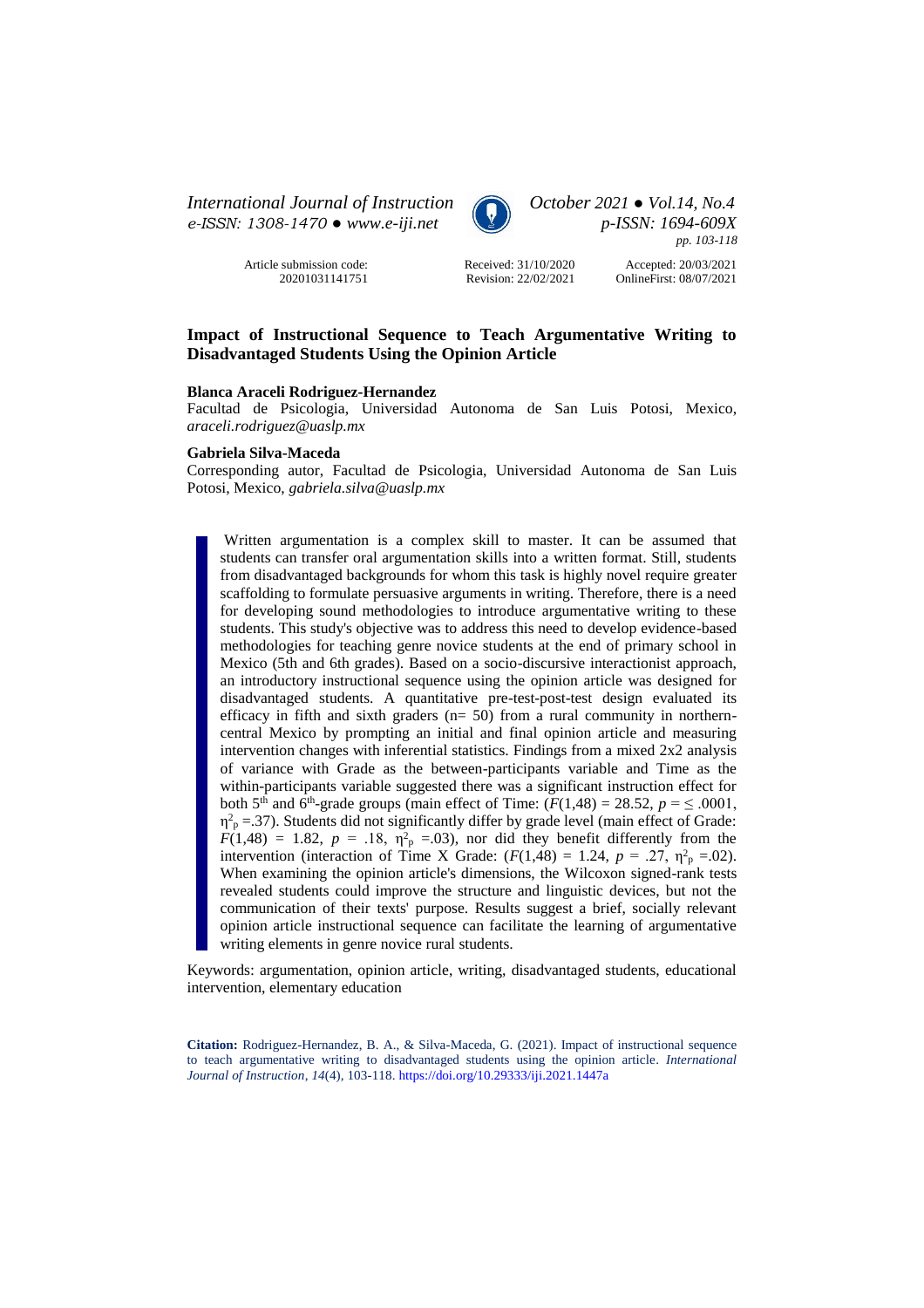Article submission code: 20201031141751

Received: 31/10/2020
Revision: 22/02/2021

Accepted: 20/03/2021
OnlineFirst: 08/07/2021

# Impact of Instructional Sequence to Teach Argumentative Writing to Disadvantaged Students Using the Opinion Article

**Blanca Araceli Rodriguez-Hernandez**
Facultad de Psicologia, Universidad Autonoma de San Luis Potosi, Mexico, *araceli.rodriguez@uaslp.mx*

**Gabriela Silva-Maceda**
Corresponding autor, Facultad de Psicologia, Universidad Autonoma de San Luis Potosi, Mexico, *gabriela.silva@uaslp.mx*

Written argumentation is a complex skill to master. It can be assumed that students can transfer oral argumentation skills into a written format. Still, students from disadvantaged backgrounds for whom this task is highly novel require greater scaffolding to formulate persuasive arguments in writing. Therefore, there is a need for developing sound methodologies to introduce argumentative writing to these students. This study's objective was to address this need to develop evidence-based methodologies for teaching genre novice students at the end of primary school in Mexico (5th and 6th grades). Based on a socio-discursive interactionist approach, an introductory instructional sequence using the opinion article was designed for disadvantaged students. A quantitative pre-test-post-test design evaluated its efficacy in fifth and sixth graders (n= 50) from a rural community in northern-central Mexico by prompting an initial and final opinion article and measuring intervention changes with inferential statistics. Findings from a mixed 2x2 analysis of variance with Grade as the between-participants variable and Time as the within-participants variable suggested there was a significant instruction effect for both $5^{th}$ and $6^{th}$-grade groups (main effect of Time: ($F(1,48) = 28.52$, $p = \leq .0001$, $\eta^2_p = .37$). Students did not significantly differ by grade level (main effect of Grade: $F(1,48) = 1.82$, $p = .18$, $\eta^2_p = .03$), nor did they benefit differently from the intervention (interaction of Time X Grade: ($F(1,48) = 1.24$, $p = .27$, $\eta^2_p = .02$). When examining the opinion article's dimensions, the Wilcoxon signed-rank tests revealed students could improve the structure and linguistic devices, but not the communication of their texts' purpose. Results suggest a brief, socially relevant opinion article instructional sequence can facilitate the learning of argumentative writing elements in genre novice rural students.

Keywords: argumentation, opinion article, writing, disadvantaged students, educational intervention, elementary education

**Citation:** Rodriguez-Hernandez, B. A., & Silva-Maceda, G. (2021). Impact of instructional sequence to teach argumentative writing to disadvantaged students using the opinion article. *International Journal of Instruction*, *14*(4), 103-118. https://doi.org/10.29333/iji.2021.1447a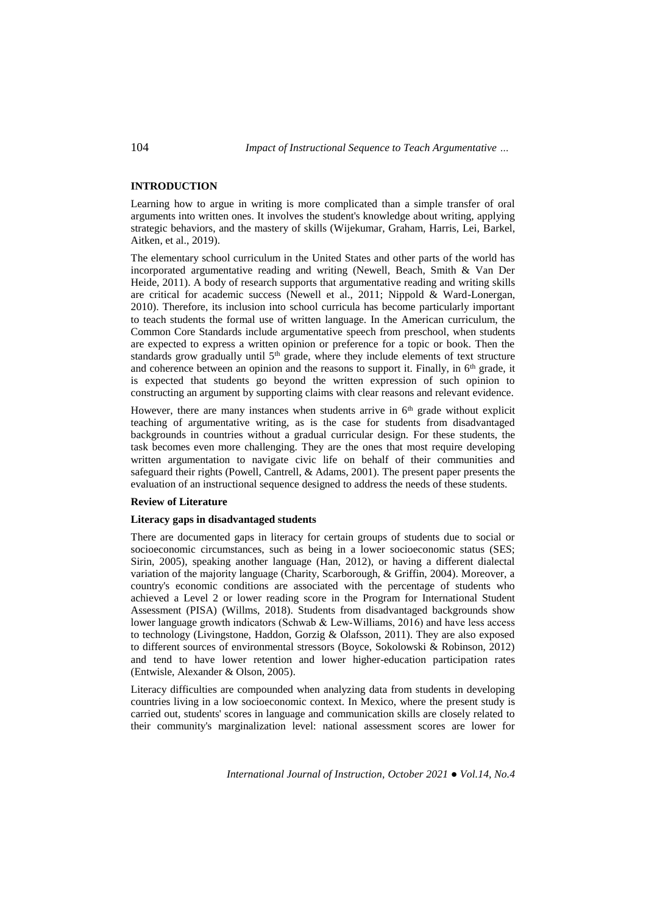## INTRODUCTION

Learning how to argue in writing is more complicated than a simple transfer of oral arguments into written ones. It involves the student's knowledge about writing, applying strategic behaviors, and the mastery of skills (Wijekumar, Graham, Harris, Lei, Barkel, Aitken, et al., 2019).

The elementary school curriculum in the United States and other parts of the world has incorporated argumentative reading and writing (Newell, Beach, Smith & Van Der Heide, 2011). A body of research supports that argumentative reading and writing skills are critical for academic success (Newell et al., 2011; Nippold & Ward-Lonergan, 2010). Therefore, its inclusion into school curricula has become particularly important to teach students the formal use of written language. In the American curriculum, the Common Core Standards include argumentative speech from preschool, when students are expected to express a written opinion or preference for a topic or book. Then the standards grow gradually until 5th grade, where they include elements of text structure and coherence between an opinion and the reasons to support it. Finally, in 6th grade, it is expected that students go beyond the written expression of such opinion to constructing an argument by supporting claims with clear reasons and relevant evidence.

However, there are many instances when students arrive in 6th grade without explicit teaching of argumentative writing, as is the case for students from disadvantaged backgrounds in countries without a gradual curricular design. For these students, the task becomes even more challenging. They are the ones that most require developing written argumentation to navigate civic life on behalf of their communities and safeguard their rights (Powell, Cantrell, & Adams, 2001). The present paper presents the evaluation of an instructional sequence designed to address the needs of these students.

### Review of Literature

#### Literacy gaps in disadvantaged students

There are documented gaps in literacy for certain groups of students due to social or socioeconomic circumstances, such as being in a lower socioeconomic status (SES; Sirin, 2005), speaking another language (Han, 2012), or having a different dialectal variation of the majority language (Charity, Scarborough, & Griffin, 2004). Moreover, a country's economic conditions are associated with the percentage of students who achieved a Level 2 or lower reading score in the Program for International Student Assessment (PISA) (Willms, 2018). Students from disadvantaged backgrounds show lower language growth indicators (Schwab & Lew-Williams, 2016) and have less access to technology (Livingstone, Haddon, Gorzig & Olafsson, 2011). They are also exposed to different sources of environmental stressors (Boyce, Sokolowski & Robinson, 2012) and tend to have lower retention and lower higher-education participation rates (Entwisle, Alexander & Olson, 2005).

Literacy difficulties are compounded when analyzing data from students in developing countries living in a low socioeconomic context. In Mexico, where the present study is carried out, students' scores in language and communication skills are closely related to their community's marginalization level: national assessment scores are lower for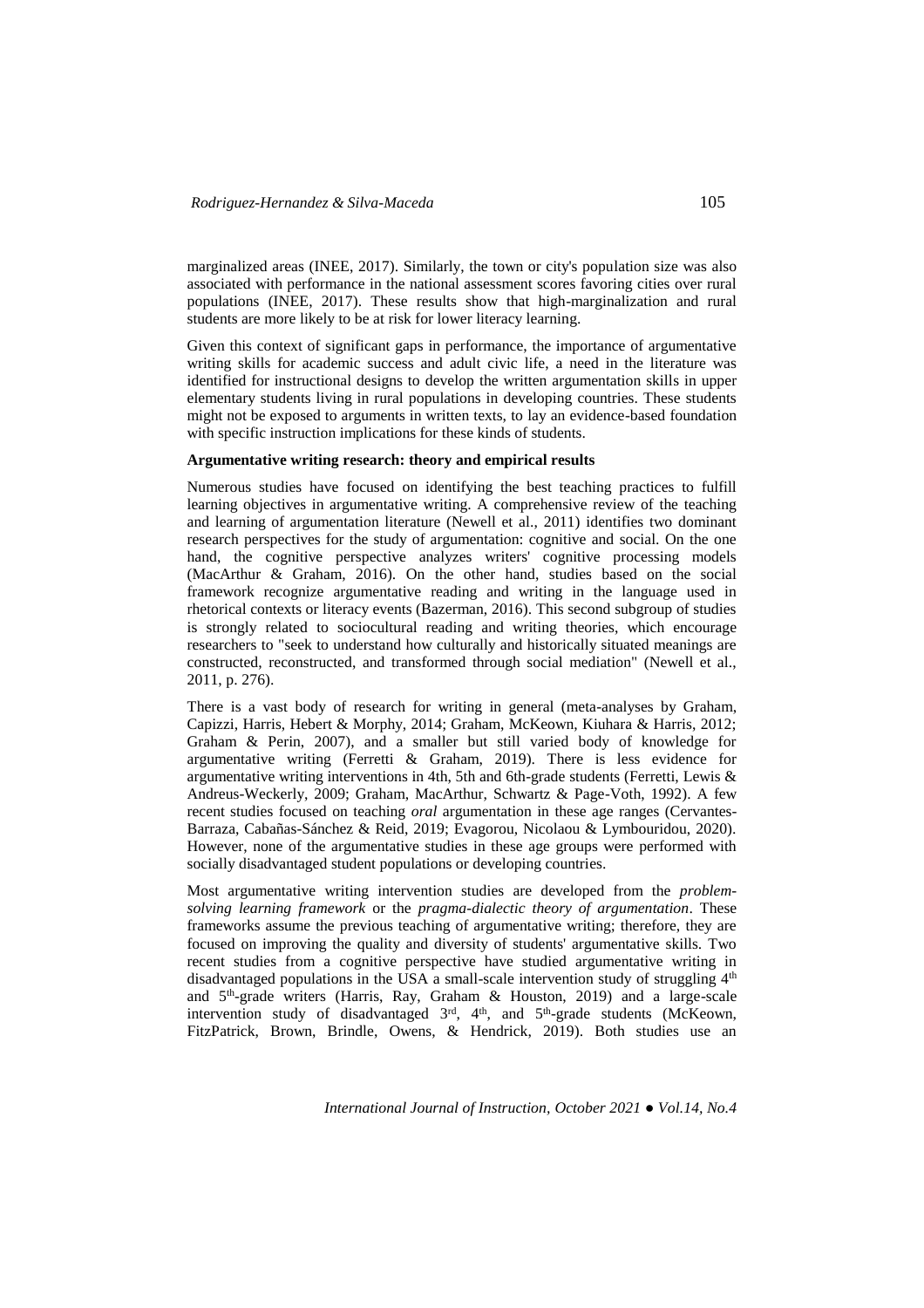marginalized areas (INEE, 2017). Similarly, the town or city's population size was also associated with performance in the national assessment scores favoring cities over rural populations (INEE, 2017). These results show that high-marginalization and rural students are more likely to be at risk for lower literacy learning.

Given this context of significant gaps in performance, the importance of argumentative writing skills for academic success and adult civic life, a need in the literature was identified for instructional designs to develop the written argumentation skills in upper elementary students living in rural populations in developing countries. These students might not be exposed to arguments in written texts, to lay an evidence-based foundation with specific instruction implications for these kinds of students.

**Argumentative writing research: theory and empirical results**

Numerous studies have focused on identifying the best teaching practices to fulfill learning objectives in argumentative writing. A comprehensive review of the teaching and learning of argumentation literature (Newell et al., 2011) identifies two dominant research perspectives for the study of argumentation: cognitive and social. On the one hand, the cognitive perspective analyzes writers' cognitive processing models (MacArthur & Graham, 2016). On the other hand, studies based on the social framework recognize argumentative reading and writing in the language used in rhetorical contexts or literacy events (Bazerman, 2016). This second subgroup of studies is strongly related to sociocultural reading and writing theories, which encourage researchers to "seek to understand how culturally and historically situated meanings are constructed, reconstructed, and transformed through social mediation" (Newell et al., 2011, p. 276).

There is a vast body of research for writing in general (meta-analyses by Graham, Capizzi, Harris, Hebert & Morphy, 2014; Graham, McKeown, Kiuhara & Harris, 2012; Graham & Perin, 2007), and a smaller but still varied body of knowledge for argumentative writing (Ferretti & Graham, 2019). There is less evidence for argumentative writing interventions in 4th, 5th and 6th-grade students (Ferretti, Lewis & Andreus-Weckerly, 2009; Graham, MacArthur, Schwartz & Page-Voth, 1992). A few recent studies focused on teaching *oral* argumentation in these age ranges (Cervantes-Barraza, Cabañas-Sánchez & Reid, 2019; Evagorou, Nicolaou & Lymbouridou, 2020). However, none of the argumentative studies in these age groups were performed with socially disadvantaged student populations or developing countries.

Most argumentative writing intervention studies are developed from the *problem-solving learning framework* or the *pragma-dialectic theory of argumentation*. These frameworks assume the previous teaching of argumentative writing; therefore, they are focused on improving the quality and diversity of students' argumentative skills. Two recent studies from a cognitive perspective have studied argumentative writing in disadvantaged populations in the USA a small-scale intervention study of struggling 4th and 5th-grade writers (Harris, Ray, Graham & Houston, 2019) and a large-scale intervention study of disadvantaged 3rd, 4th, and 5th-grade students (McKeown, FitzPatrick, Brown, Brindle, Owens, & Hendrick, 2019). Both studies use an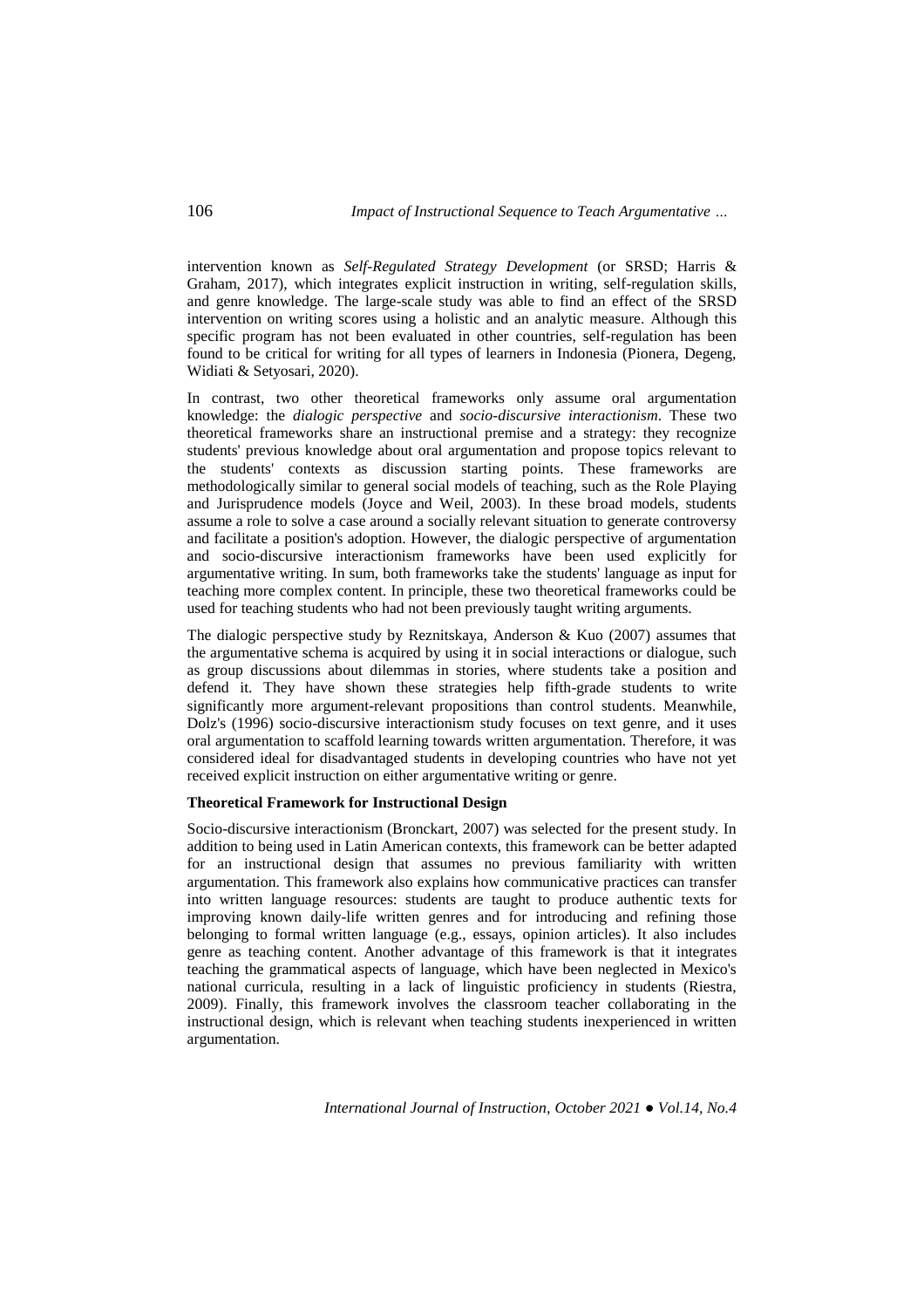intervention known as *Self-Regulated Strategy Development* (or SRSD; Harris & Graham, 2017), which integrates explicit instruction in writing, self-regulation skills, and genre knowledge. The large-scale study was able to find an effect of the SRSD intervention on writing scores using a holistic and an analytic measure. Although this specific program has not been evaluated in other countries, self-regulation has been found to be critical for writing for all types of learners in Indonesia (Pionera, Degeng, Widiati & Setyosari, 2020).

In contrast, two other theoretical frameworks only assume oral argumentation knowledge: the *dialogic perspective* and *socio-discursive interactionism*. These two theoretical frameworks share an instructional premise and a strategy: they recognize students' previous knowledge about oral argumentation and propose topics relevant to the students' contexts as discussion starting points. These frameworks are methodologically similar to general social models of teaching, such as the Role Playing and Jurisprudence models (Joyce and Weil, 2003). In these broad models, students assume a role to solve a case around a socially relevant situation to generate controversy and facilitate a position's adoption. However, the dialogic perspective of argumentation and socio-discursive interactionism frameworks have been used explicitly for argumentative writing. In sum, both frameworks take the students' language as input for teaching more complex content. In principle, these two theoretical frameworks could be used for teaching students who had not been previously taught writing arguments.

The dialogic perspective study by Reznitskaya, Anderson & Kuo (2007) assumes that the argumentative schema is acquired by using it in social interactions or dialogue, such as group discussions about dilemmas in stories, where students take a position and defend it. They have shown these strategies help fifth-grade students to write significantly more argument-relevant propositions than control students. Meanwhile, Dolz's (1996) socio-discursive interactionism study focuses on text genre, and it uses oral argumentation to scaffold learning towards written argumentation. Therefore, it was considered ideal for disadvantaged students in developing countries who have not yet received explicit instruction on either argumentative writing or genre.

**Theoretical Framework for Instructional Design**

Socio-discursive interactionism (Bronckart, 2007) was selected for the present study. In addition to being used in Latin American contexts, this framework can be better adapted for an instructional design that assumes no previous familiarity with written argumentation. This framework also explains how communicative practices can transfer into written language resources: students are taught to produce authentic texts for improving known daily-life written genres and for introducing and refining those belonging to formal written language (e.g., essays, opinion articles). It also includes genre as teaching content. Another advantage of this framework is that it integrates teaching the grammatical aspects of language, which have been neglected in Mexico's national curricula, resulting in a lack of linguistic proficiency in students (Riestra, 2009). Finally, this framework involves the classroom teacher collaborating in the instructional design, which is relevant when teaching students inexperienced in written argumentation.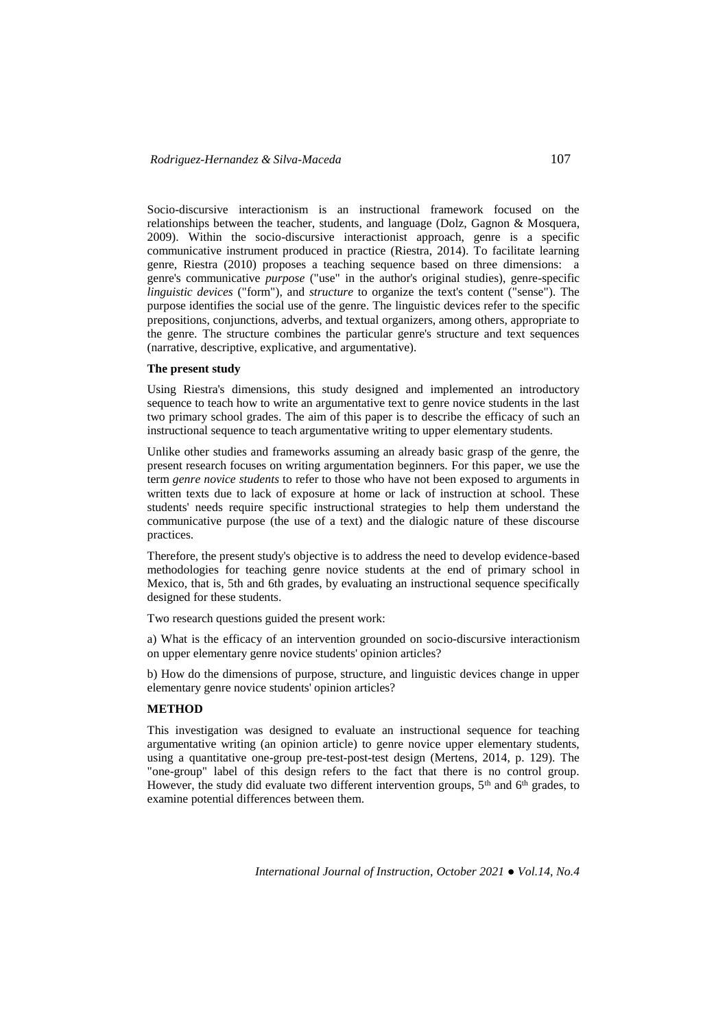Socio-discursive interactionism is an instructional framework focused on the relationships between the teacher, students, and language (Dolz, Gagnon & Mosquera, 2009). Within the socio-discursive interactionist approach, genre is a specific communicative instrument produced in practice (Riestra, 2014). To facilitate learning genre, Riestra (2010) proposes a teaching sequence based on three dimensions: a genre's communicative *purpose* ("use" in the author's original studies), genre-specific *linguistic devices* ("form"), and *structure* to organize the text's content ("sense"). The purpose identifies the social use of the genre. The linguistic devices refer to the specific prepositions, conjunctions, adverbs, and textual organizers, among others, appropriate to the genre. The structure combines the particular genre's structure and text sequences (narrative, descriptive, explicative, and argumentative).

**The present study**

Using Riestra's dimensions, this study designed and implemented an introductory sequence to teach how to write an argumentative text to genre novice students in the last two primary school grades. The aim of this paper is to describe the efficacy of such an instructional sequence to teach argumentative writing to upper elementary students.

Unlike other studies and frameworks assuming an already basic grasp of the genre, the present research focuses on writing argumentation beginners. For this paper, we use the term *genre novice students* to refer to those who have not been exposed to arguments in written texts due to lack of exposure at home or lack of instruction at school. These students' needs require specific instructional strategies to help them understand the communicative purpose (the use of a text) and the dialogic nature of these discourse practices.

Therefore, the present study's objective is to address the need to develop evidence-based methodologies for teaching genre novice students at the end of primary school in Mexico, that is, 5th and 6th grades, by evaluating an instructional sequence specifically designed for these students.

Two research questions guided the present work:

a) What is the efficacy of an intervention grounded on socio-discursive interactionism on upper elementary genre novice students' opinion articles?

b) How do the dimensions of purpose, structure, and linguistic devices change in upper elementary genre novice students' opinion articles?

## METHOD

This investigation was designed to evaluate an instructional sequence for teaching argumentative writing (an opinion article) to genre novice upper elementary students, using a quantitative one-group pre-test-post-test design (Mertens, 2014, p. 129). The "one-group" label of this design refers to the fact that there is no control group. However, the study did evaluate two different intervention groups, 5th and 6th grades, to examine potential differences between them.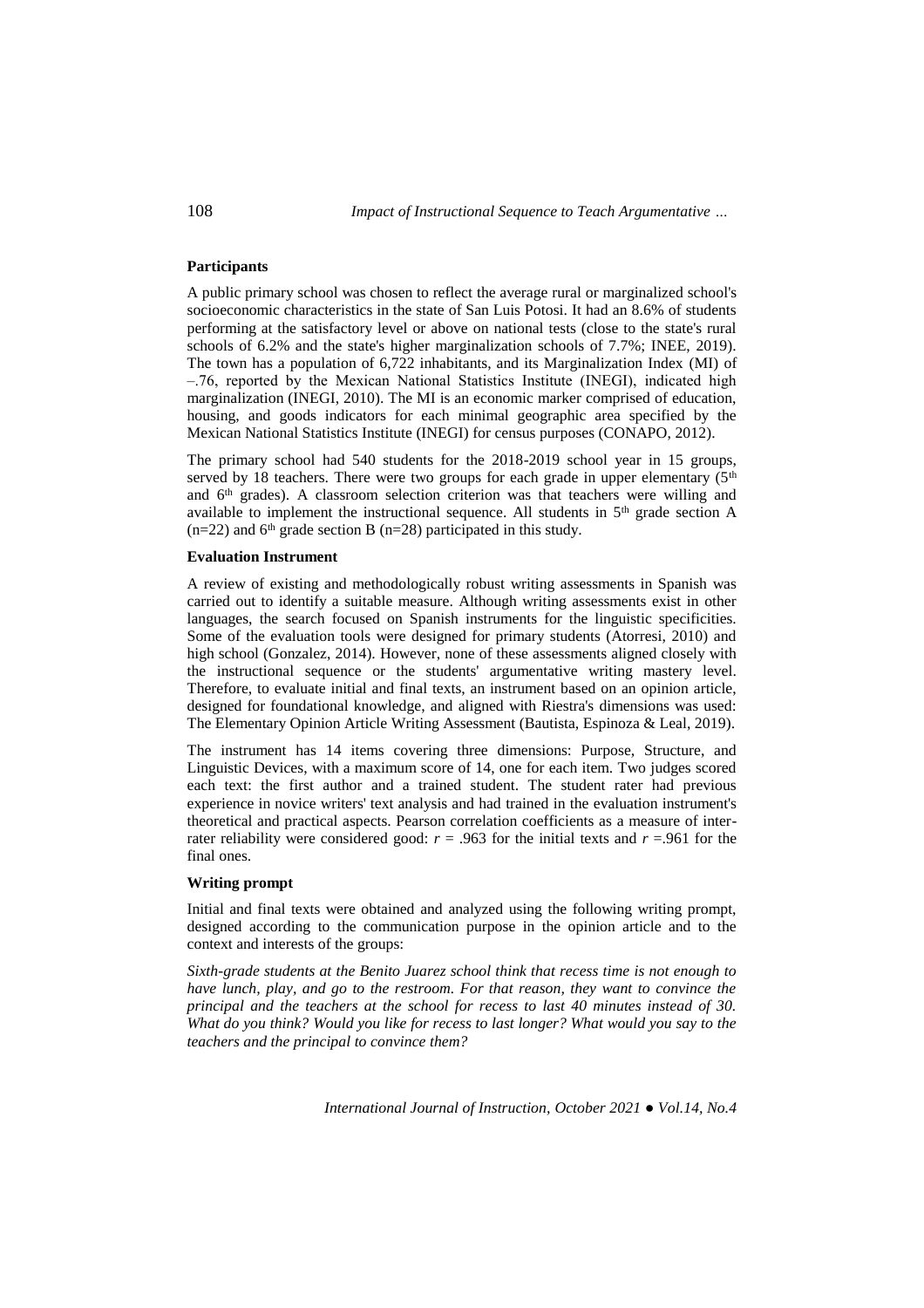### Participants

A public primary school was chosen to reflect the average rural or marginalized school's socioeconomic characteristics in the state of San Luis Potosi. It had an 8.6% of students performing at the satisfactory level or above on national tests (close to the state's rural schools of 6.2% and the state's higher marginalization schools of 7.7%; INEE, 2019). The town has a population of 6,722 inhabitants, and its Marginalization Index (MI) of –.76, reported by the Mexican National Statistics Institute (INEGI), indicated high marginalization (INEGI, 2010). The MI is an economic marker comprised of education, housing, and goods indicators for each minimal geographic area specified by the Mexican National Statistics Institute (INEGI) for census purposes (CONAPO, 2012).

The primary school had 540 students for the 2018-2019 school year in 15 groups, served by 18 teachers. There were two groups for each grade in upper elementary (5$^{th}$ and 6$^{th}$ grades). A classroom selection criterion was that teachers were willing and available to implement the instructional sequence. All students in 5$^{th}$ grade section A (n=22) and 6$^{th}$ grade section B (n=28) participated in this study.

### Evaluation Instrument

A review of existing and methodologically robust writing assessments in Spanish was carried out to identify a suitable measure. Although writing assessments exist in other languages, the search focused on Spanish instruments for the linguistic specificities. Some of the evaluation tools were designed for primary students (Atorresi, 2010) and high school (Gonzalez, 2014). However, none of these assessments aligned closely with the instructional sequence or the students' argumentative writing mastery level. Therefore, to evaluate initial and final texts, an instrument based on an opinion article, designed for foundational knowledge, and aligned with Riestra's dimensions was used: The Elementary Opinion Article Writing Assessment (Bautista, Espinoza & Leal, 2019).

The instrument has 14 items covering three dimensions: Purpose, Structure, and Linguistic Devices, with a maximum score of 14, one for each item. Two judges scored each text: the first author and a trained student. The student rater had previous experience in novice writers' text analysis and had trained in the evaluation instrument's theoretical and practical aspects. Pearson correlation coefficients as a measure of inter-rater reliability were considered good: $r$ = .963 for the initial texts and $r$ =.961 for the final ones.

### Writing prompt

Initial and final texts were obtained and analyzed using the following writing prompt, designed according to the communication purpose in the opinion article and to the context and interests of the groups:

*Sixth-grade students at the Benito Juarez school think that recess time is not enough to have lunch, play, and go to the restroom. For that reason, they want to convince the principal and the teachers at the school for recess to last 40 minutes instead of 30. What do you think? Would you like for recess to last longer? What would you say to the teachers and the principal to convince them?*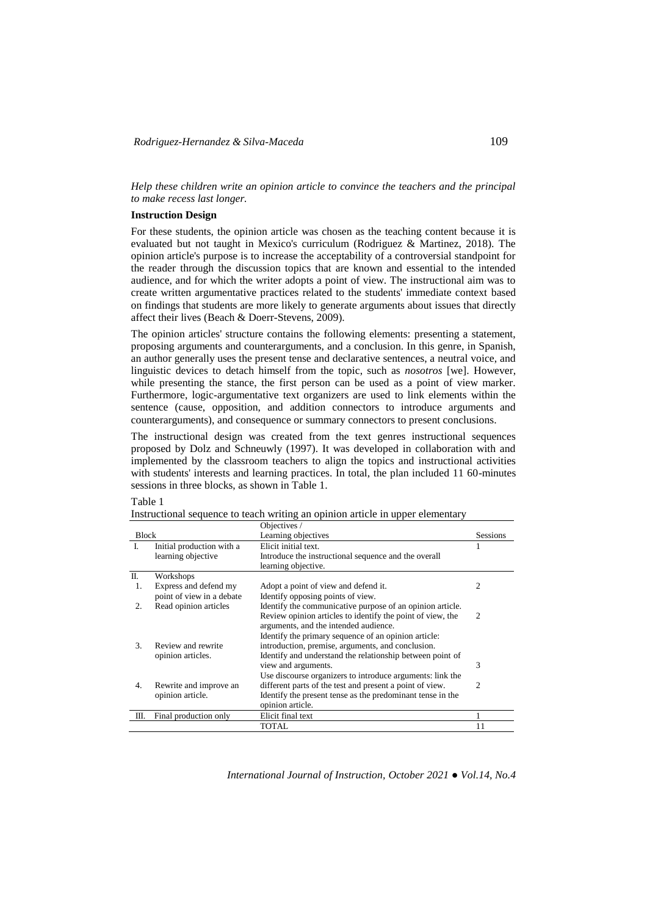*Help these children write an opinion article to convince the teachers and the principal to make recess last longer.*

**Instruction Design**

For these students, the opinion article was chosen as the teaching content because it is evaluated but not taught in Mexico's curriculum (Rodriguez & Martinez, 2018). The opinion article's purpose is to increase the acceptability of a controversial standpoint for the reader through the discussion topics that are known and essential to the intended audience, and for which the writer adopts a point of view. The instructional aim was to create written argumentative practices related to the students' immediate context based on findings that students are more likely to generate arguments about issues that directly affect their lives (Beach & Doerr-Stevens, 2009).

The opinion articles' structure contains the following elements: presenting a statement, proposing arguments and counterarguments, and a conclusion. In this genre, in Spanish, an author generally uses the present tense and declarative sentences, a neutral voice, and linguistic devices to detach himself from the topic, such as *nosotros* [we]. However, while presenting the stance, the first person can be used as a point of view marker. Furthermore, logic-argumentative text organizers are used to link elements within the sentence (cause, opposition, and addition connectors to introduce arguments and counterarguments), and consequence or summary connectors to present conclusions.

The instructional design was created from the text genres instructional sequences proposed by Dolz and Schneuwly (1997). It was developed in collaboration with and implemented by the classroom teachers to align the topics and instructional activities with students' interests and learning practices. In total, the plan included 11 60-minutes sessions in three blocks, as shown in Table 1.

Table 1
Instructional sequence to teach writing an opinion article in upper elementary

| Block | | Objectives / Learning objectives | Sessions |
|---|---|---|---|
| I. | Initial production with a learning objective | Elicit initial text. Introduce the instructional sequence and the overall learning objective. | 1 |
| II. | Workshops | | |
| 1. | Express and defend my point of view in a debate | Adopt a point of view and defend it. Identify opposing points of view. | 2 |
| 2. | Read opinion articles | Identify the communicative purpose of an opinion article. Review opinion articles to identify the point of view, the arguments, and the intended audience. | 2 |
| 3. | Review and rewrite opinion articles. | Identify the primary sequence of an opinion article: introduction, premise, arguments, and conclusion. Identify and understand the relationship between point of view and arguments. | 3 |
| 4. | Rewrite and improve an opinion article. | Use discourse organizers to introduce arguments: link the different parts of the test and present a point of view. Identify the present tense as the predominant tense in the opinion article. | 2 |
| III. | Final production only | Elicit final text | 1 |
| | | TOTAL | 11 |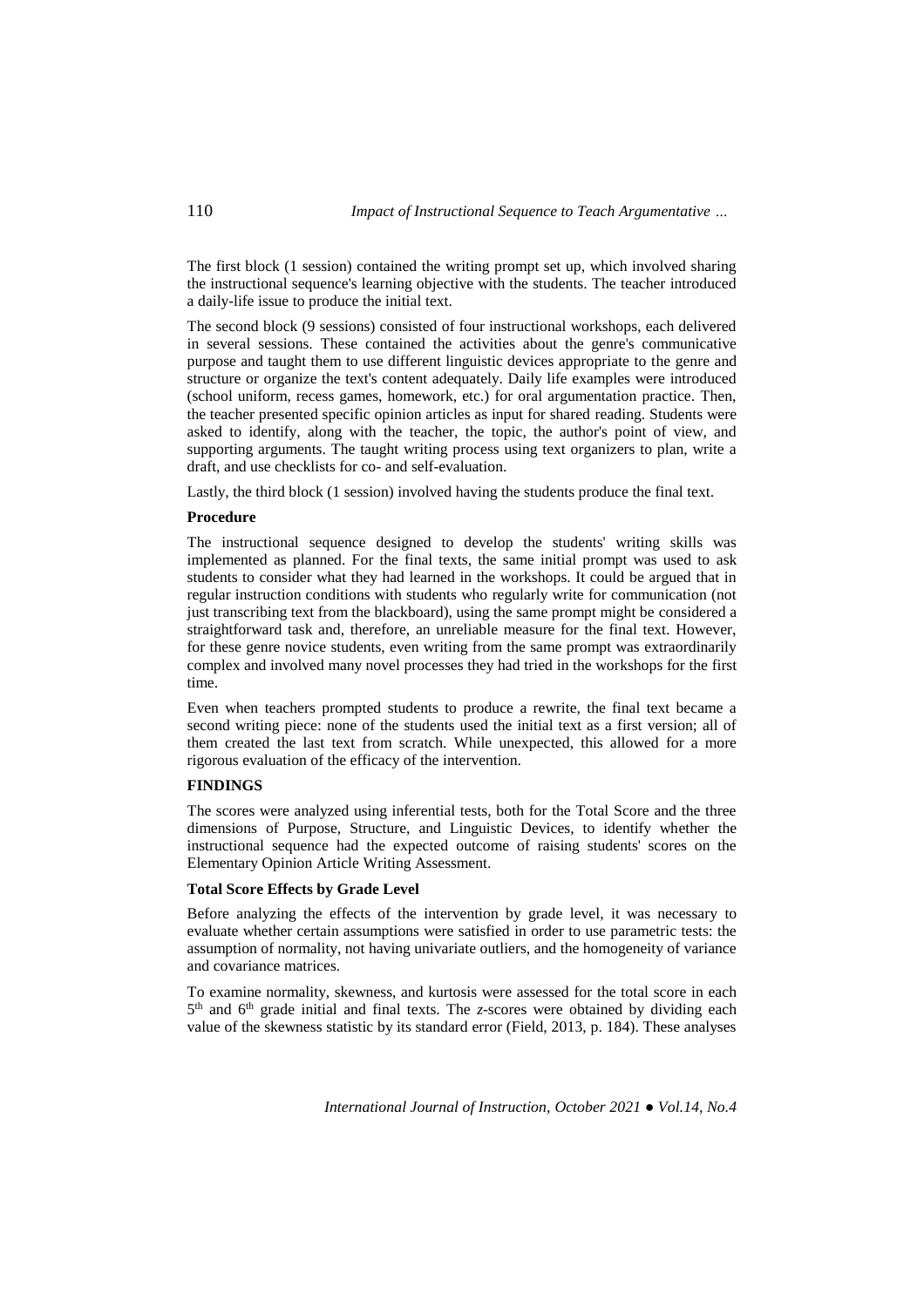The first block (1 session) contained the writing prompt set up, which involved sharing the instructional sequence's learning objective with the students. The teacher introduced a daily-life issue to produce the initial text.

The second block (9 sessions) consisted of four instructional workshops, each delivered in several sessions. These contained the activities about the genre's communicative purpose and taught them to use different linguistic devices appropriate to the genre and structure or organize the text's content adequately. Daily life examples were introduced (school uniform, recess games, homework, etc.) for oral argumentation practice. Then, the teacher presented specific opinion articles as input for shared reading. Students were asked to identify, along with the teacher, the topic, the author's point of view, and supporting arguments. The taught writing process using text organizers to plan, write a draft, and use checklists for co- and self-evaluation.

Lastly, the third block (1 session) involved having the students produce the final text.

**Procedure**

The instructional sequence designed to develop the students' writing skills was implemented as planned. For the final texts, the same initial prompt was used to ask students to consider what they had learned in the workshops. It could be argued that in regular instruction conditions with students who regularly write for communication (not just transcribing text from the blackboard), using the same prompt might be considered a straightforward task and, therefore, an unreliable measure for the final text. However, for these genre novice students, even writing from the same prompt was extraordinarily complex and involved many novel processes they had tried in the workshops for the first time.

Even when teachers prompted students to produce a rewrite, the final text became a second writing piece: none of the students used the initial text as a first version; all of them created the last text from scratch. While unexpected, this allowed for a more rigorous evaluation of the efficacy of the intervention.

## FINDINGS

The scores were analyzed using inferential tests, both for the Total Score and the three dimensions of Purpose, Structure, and Linguistic Devices, to identify whether the instructional sequence had the expected outcome of raising students' scores on the Elementary Opinion Article Writing Assessment.

### Total Score Effects by Grade Level

Before analyzing the effects of the intervention by grade level, it was necessary to evaluate whether certain assumptions were satisfied in order to use parametric tests: the assumption of normality, not having univariate outliers, and the homogeneity of variance and covariance matrices.

To examine normality, skewness, and kurtosis were assessed for the total score in each 5th and 6th grade initial and final texts. The *z*-scores were obtained by dividing each value of the skewness statistic by its standard error (Field, 2013, p. 184). These analyses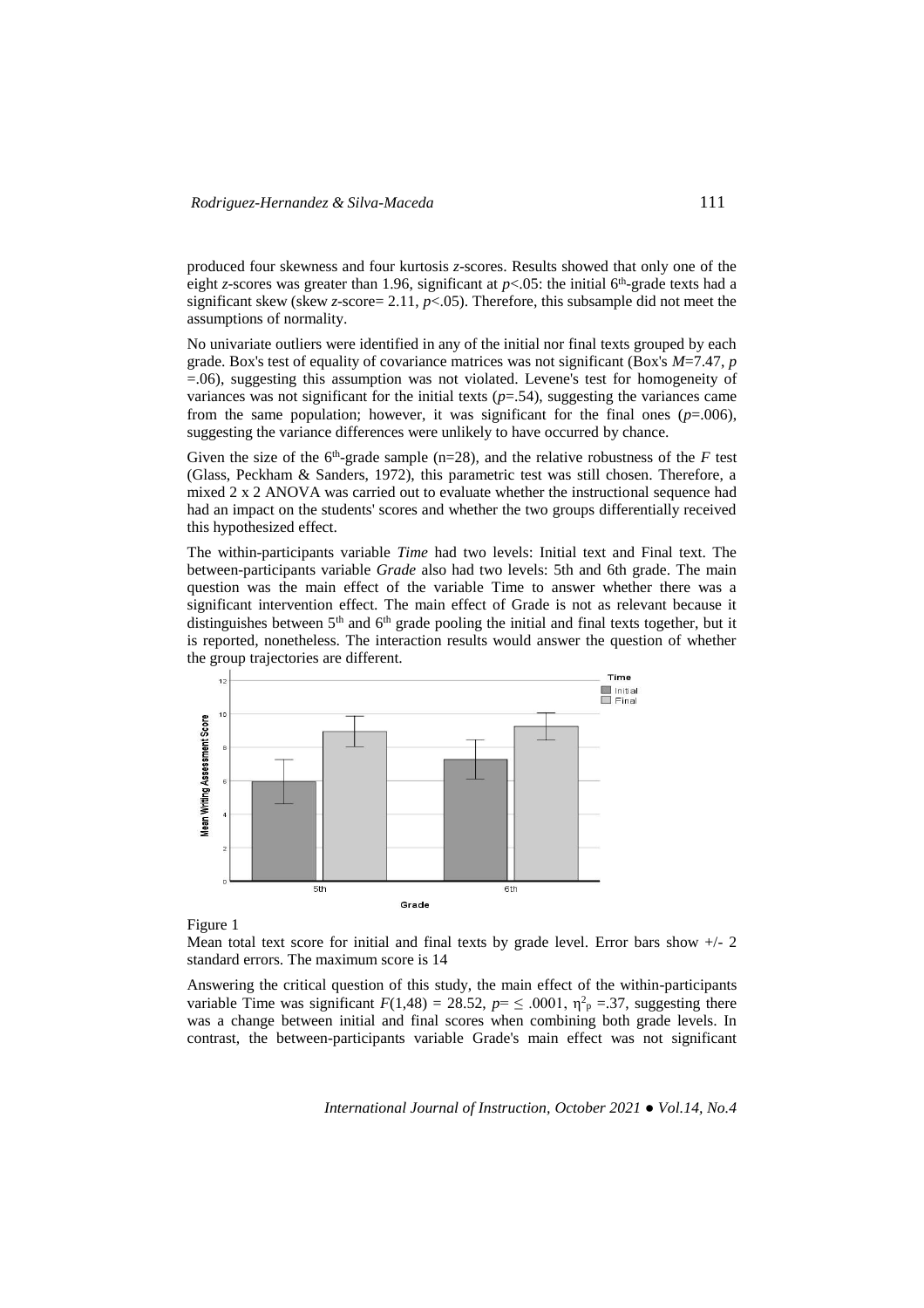produced four skewness and four kurtosis *z*-scores. Results showed that only one of the eight *z*-scores was greater than 1.96, significant at $p<.05$: the initial 6th-grade texts had a significant skew (skew *z*-score= 2.11, $p<.05$). Therefore, this subsample did not meet the assumptions of normality.

No univariate outliers were identified in any of the initial nor final texts grouped by each grade. Box's test of equality of covariance matrices was not significant (Box's $M$=7.47, $p$ =.06), suggesting this assumption was not violated. Levene's test for homogeneity of variances was not significant for the initial texts ($p$=.54), suggesting the variances came from the same population; however, it was significant for the final ones ($p$=.006), suggesting the variance differences were unlikely to have occurred by chance.

Given the size of the 6th-grade sample (n=28), and the relative robustness of the *F* test (Glass, Peckham & Sanders, 1972), this parametric test was still chosen. Therefore, a mixed 2 x 2 ANOVA was carried out to evaluate whether the instructional sequence had had an impact on the students' scores and whether the two groups differentially received this hypothesized effect.

The within-participants variable *Time* had two levels: Initial text and Final text. The between-participants variable *Grade* also had two levels: 5th and 6th grade. The main question was the main effect of the variable Time to answer whether there was a significant intervention effect. The main effect of Grade is not as relevant because it distinguishes between 5th and 6th grade pooling the initial and final texts together, but it is reported, nonetheless. The interaction results would answer the question of whether the group trajectories are different.

Figure 1

Mean total text score for initial and final texts by grade level. Error bars show +/- 2 standard errors. The maximum score is 14

Answering the critical question of this study, the main effect of the within-participants variable Time was significant $F(1,48) = 28.52$, $p= \leq .0001$, $\eta^2_p = .37$, suggesting there was a change between initial and final scores when combining both grade levels. In contrast, the between-participants variable Grade's main effect was not significant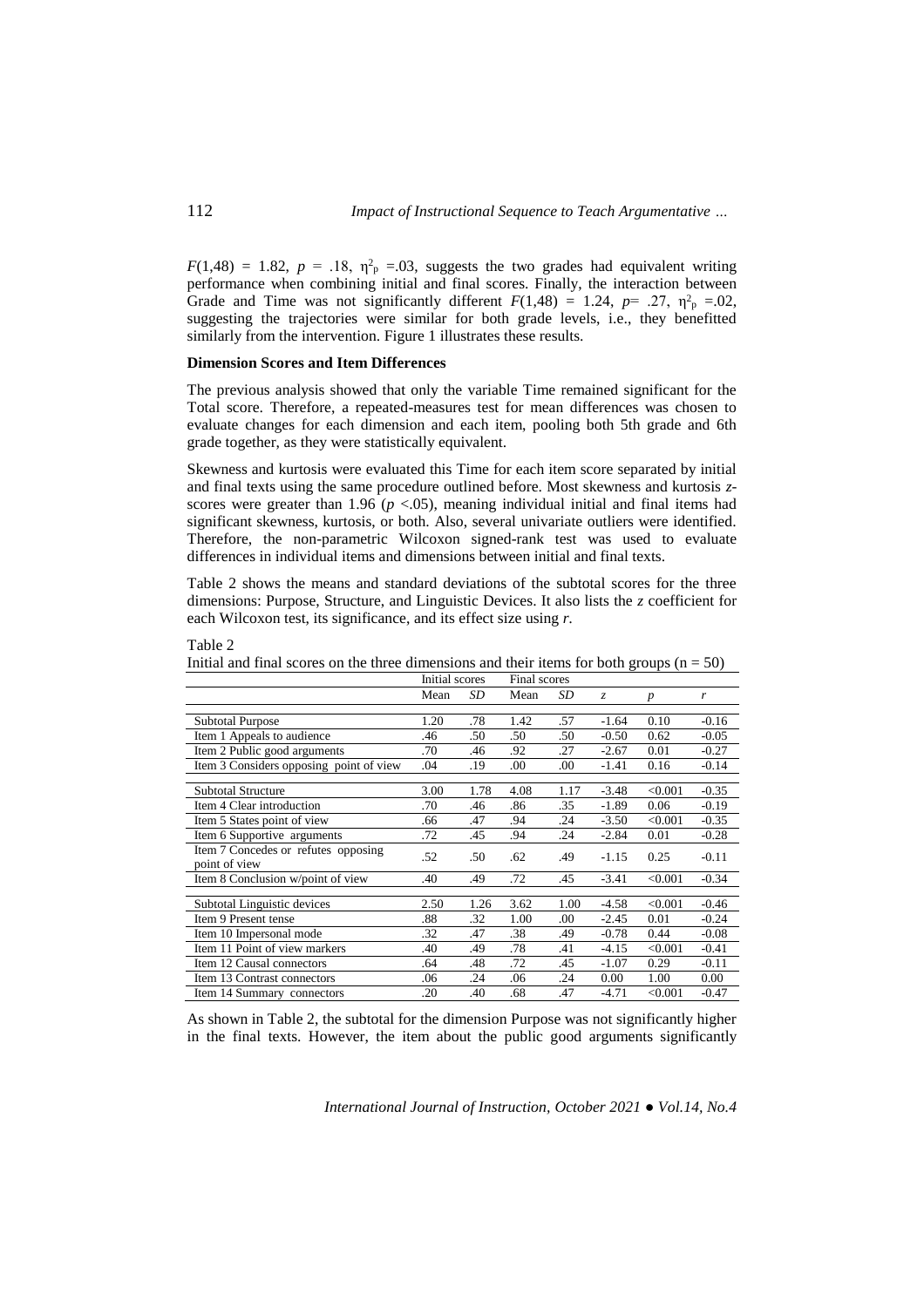$F(1,48) = 1.82$, $p = .18$, $\eta^2_p = .03$, suggests the two grades had equivalent writing performance when combining initial and final scores. Finally, the interaction between Grade and Time was not significantly different $F(1,48) = 1.24$, $p = .27$, $\eta^2_p = .02$, suggesting the trajectories were similar for both grade levels, i.e., they benefitted similarly from the intervention. Figure 1 illustrates these results.

**Dimension Scores and Item Differences**

The previous analysis showed that only the variable Time remained significant for the Total score. Therefore, a repeated-measures test for mean differences was chosen to evaluate changes for each dimension and each item, pooling both 5th grade and 6th grade together, as they were statistically equivalent.

Skewness and kurtosis were evaluated this Time for each item score separated by initial and final texts using the same procedure outlined before. Most skewness and kurtosis *z*-scores were greater than 1.96 ($p < .05$), meaning individual initial and final items had significant skewness, kurtosis, or both. Also, several univariate outliers were identified. Therefore, the non-parametric Wilcoxon signed-rank test was used to evaluate differences in individual items and dimensions between initial and final texts.

Table 2 shows the means and standard deviations of the subtotal scores for the three dimensions: Purpose, Structure, and Linguistic Devices. It also lists the *z* coefficient for each Wilcoxon test, its significance, and its effect size using *r*.

Table 2
Initial and final scores on the three dimensions and their items for both groups (n = 50)

| | Initial scores | | Final scores | | | | |
|---|---|---|---|---|---|---|---|
| | Mean | *SD* | Mean | *SD* | *z* | *p* | *r* |
| Subtotal Purpose | 1.20 | .78 | 1.42 | .57 | -1.64 | 0.10 | -0.16 |
| Item 1 Appeals to audience | .46 | .50 | .50 | .50 | -0.50 | 0.62 | -0.05 |
| Item 2 Public good arguments | .70 | .46 | .92 | .27 | -2.67 | 0.01 | -0.27 |
| Item 3 Considers opposing point of view | .04 | .19 | .00 | .00 | -1.41 | 0.16 | -0.14 |
| Subtotal Structure | 3.00 | 1.78 | 4.08 | 1.17 | -3.48 | <0.001 | -0.35 |
| Item 4 Clear introduction | .70 | .46 | .86 | .35 | -1.89 | 0.06 | -0.19 |
| Item 5 States point of view | .66 | .47 | .94 | .24 | -3.50 | <0.001 | -0.35 |
| Item 6 Supportive arguments | .72 | .45 | .94 | .24 | -2.84 | 0.01 | -0.28 |
| Item 7 Concedes or refutes opposing point of view | .52 | .50 | .62 | .49 | -1.15 | 0.25 | -0.11 |
| Item 8 Conclusion w/point of view | .40 | .49 | .72 | .45 | -3.41 | <0.001 | -0.34 |
| Subtotal Linguistic devices | 2.50 | 1.26 | 3.62 | 1.00 | -4.58 | <0.001 | -0.46 |
| Item 9 Present tense | .88 | .32 | 1.00 | .00 | -2.45 | 0.01 | -0.24 |
| Item 10 Impersonal mode | .32 | .47 | .38 | .49 | -0.78 | 0.44 | -0.08 |
| Item 11 Point of view markers | .40 | .49 | .78 | .41 | -4.15 | <0.001 | -0.41 |
| Item 12 Causal connectors | .64 | .48 | .72 | .45 | -1.07 | 0.29 | -0.11 |
| Item 13 Contrast connectors | .06 | .24 | .06 | .24 | 0.00 | 1.00 | 0.00 |
| Item 14 Summary connectors | .20 | .40 | .68 | .47 | -4.71 | <0.001 | -0.47 |

As shown in Table 2, the subtotal for the dimension Purpose was not significantly higher in the final texts. However, the item about the public good arguments significantly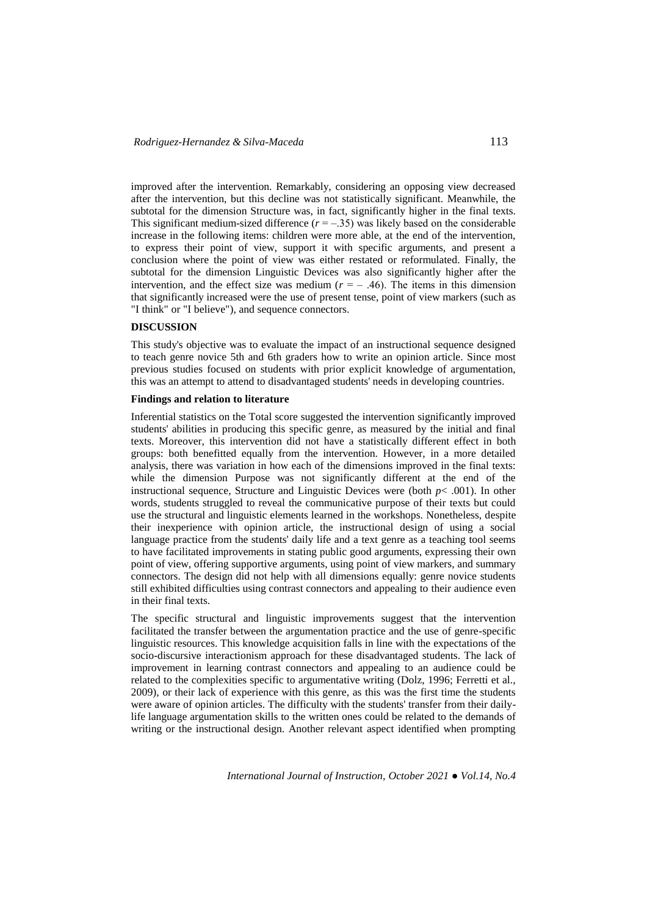improved after the intervention. Remarkably, considering an opposing view decreased after the intervention, but this decline was not statistically significant. Meanwhile, the subtotal for the dimension Structure was, in fact, significantly higher in the final texts. This significant medium-sized difference ($r = -.35$) was likely based on the considerable increase in the following items: children were more able, at the end of the intervention, to express their point of view, support it with specific arguments, and present a conclusion where the point of view was either restated or reformulated. Finally, the subtotal for the dimension Linguistic Devices was also significantly higher after the intervention, and the effect size was medium ($r = -.46$). The items in this dimension that significantly increased were the use of present tense, point of view markers (such as "I think" or "I believe"), and sequence connectors.

## DISCUSSION

This study's objective was to evaluate the impact of an instructional sequence designed to teach genre novice 5th and 6th graders how to write an opinion article. Since most previous studies focused on students with prior explicit knowledge of argumentation, this was an attempt to attend to disadvantaged students' needs in developing countries.

### Findings and relation to literature

Inferential statistics on the Total score suggested the intervention significantly improved students' abilities in producing this specific genre, as measured by the initial and final texts. Moreover, this intervention did not have a statistically different effect in both groups: both benefitted equally from the intervention. However, in a more detailed analysis, there was variation in how each of the dimensions improved in the final texts: while the dimension Purpose was not significantly different at the end of the instructional sequence, Structure and Linguistic Devices were (both $p < .001$). In other words, students struggled to reveal the communicative purpose of their texts but could use the structural and linguistic elements learned in the workshops. Nonetheless, despite their inexperience with opinion article, the instructional design of using a social language practice from the students' daily life and a text genre as a teaching tool seems to have facilitated improvements in stating public good arguments, expressing their own point of view, offering supportive arguments, using point of view markers, and summary connectors. The design did not help with all dimensions equally: genre novice students still exhibited difficulties using contrast connectors and appealing to their audience even in their final texts.

The specific structural and linguistic improvements suggest that the intervention facilitated the transfer between the argumentation practice and the use of genre-specific linguistic resources. This knowledge acquisition falls in line with the expectations of the socio-discursive interactionism approach for these disadvantaged students. The lack of improvement in learning contrast connectors and appealing to an audience could be related to the complexities specific to argumentative writing (Dolz, 1996; Ferretti et al., 2009), or their lack of experience with this genre, as this was the first time the students were aware of opinion articles. The difficulty with the students' transfer from their daily-life language argumentation skills to the written ones could be related to the demands of writing or the instructional design. Another relevant aspect identified when prompting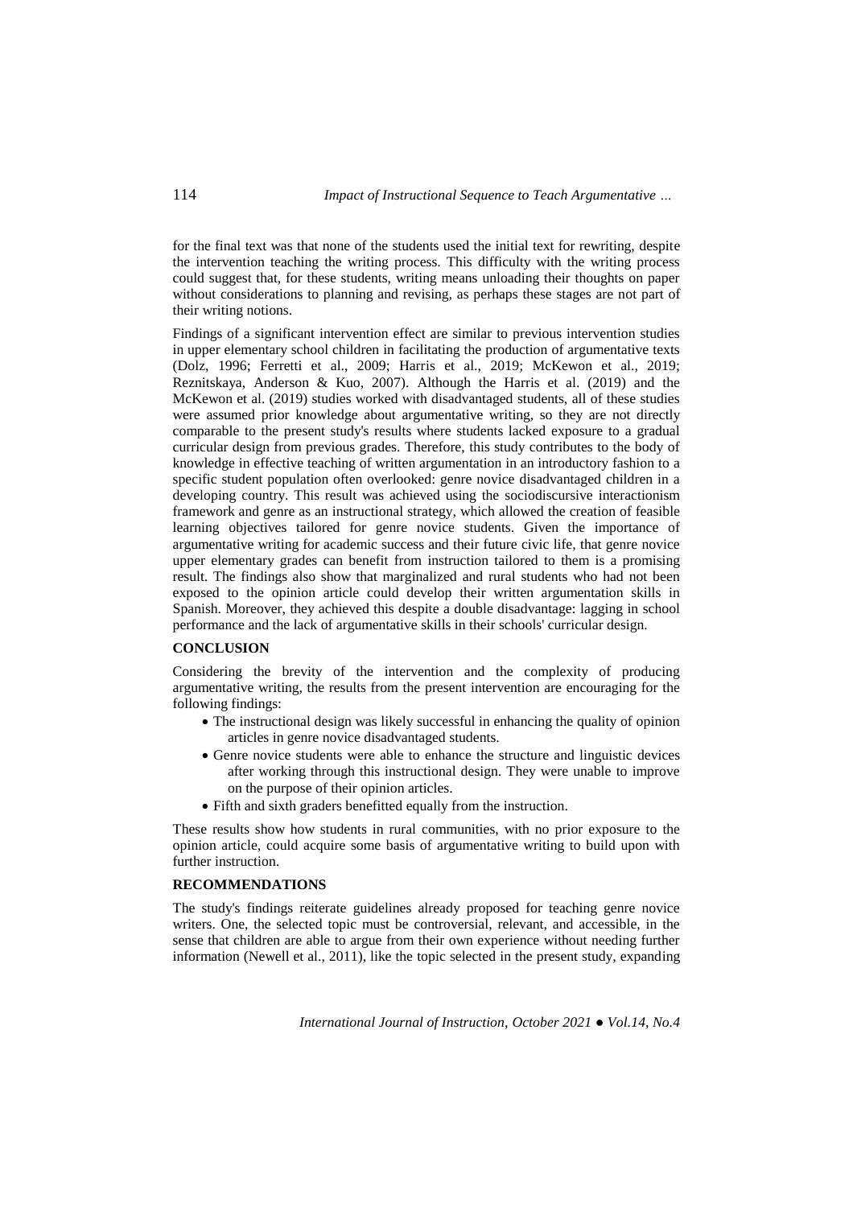for the final text was that none of the students used the initial text for rewriting, despite the intervention teaching the writing process. This difficulty with the writing process could suggest that, for these students, writing means unloading their thoughts on paper without considerations to planning and revising, as perhaps these stages are not part of their writing notions.

Findings of a significant intervention effect are similar to previous intervention studies in upper elementary school children in facilitating the production of argumentative texts (Dolz, 1996; Ferretti et al., 2009; Harris et al., 2019; McKewon et al., 2019; Reznitskaya, Anderson & Kuo, 2007). Although the Harris et al. (2019) and the McKewon et al. (2019) studies worked with disadvantaged students, all of these studies were assumed prior knowledge about argumentative writing, so they are not directly comparable to the present study's results where students lacked exposure to a gradual curricular design from previous grades. Therefore, this study contributes to the body of knowledge in effective teaching of written argumentation in an introductory fashion to a specific student population often overlooked: genre novice disadvantaged children in a developing country. This result was achieved using the sociodiscursive interactionism framework and genre as an instructional strategy, which allowed the creation of feasible learning objectives tailored for genre novice students. Given the importance of argumentative writing for academic success and their future civic life, that genre novice upper elementary grades can benefit from instruction tailored to them is a promising result. The findings also show that marginalized and rural students who had not been exposed to the opinion article could develop their written argumentation skills in Spanish. Moreover, they achieved this despite a double disadvantage: lagging in school performance and the lack of argumentative skills in their schools' curricular design.

## CONCLUSION

Considering the brevity of the intervention and the complexity of producing argumentative writing, the results from the present intervention are encouraging for the following findings:

- The instructional design was likely successful in enhancing the quality of opinion articles in genre novice disadvantaged students.
- Genre novice students were able to enhance the structure and linguistic devices after working through this instructional design. They were unable to improve on the purpose of their opinion articles.
- Fifth and sixth graders benefitted equally from the instruction.

These results show how students in rural communities, with no prior exposure to the opinion article, could acquire some basis of argumentative writing to build upon with further instruction.

## RECOMMENDATIONS

The study's findings reiterate guidelines already proposed for teaching genre novice writers. One, the selected topic must be controversial, relevant, and accessible, in the sense that children are able to argue from their own experience without needing further information (Newell et al., 2011), like the topic selected in the present study, expanding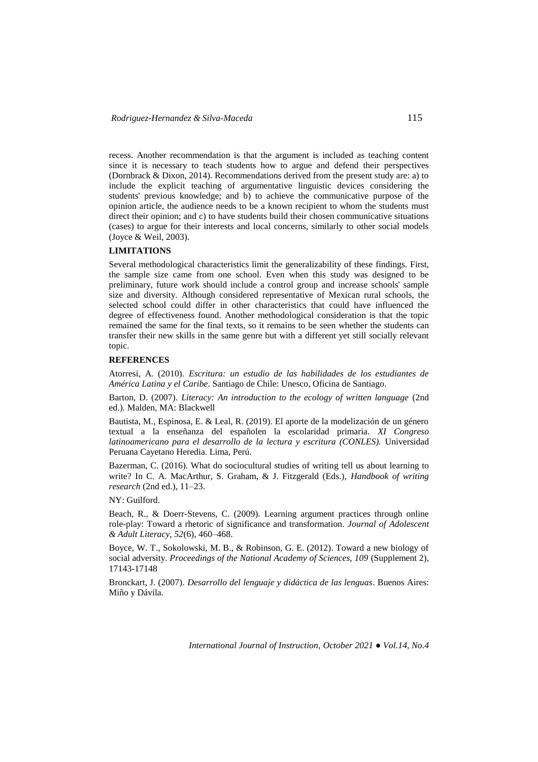recess. Another recommendation is that the argument is included as teaching content since it is necessary to teach students how to argue and defend their perspectives (Dornbrack & Dixon, 2014). Recommendations derived from the present study are: a) to include the explicit teaching of argumentative linguistic devices considering the students' previous knowledge; and b) to achieve the communicative purpose of the opinion article, the audience needs to be a known recipient to whom the students must direct their opinion; and c) to have students build their chosen communicative situations (cases) to argue for their interests and local concerns, similarly to other social models (Joyce & Weil, 2003).

## LIMITATIONS

Several methodological characteristics limit the generalizability of these findings. First, the sample size came from one school. Even when this study was designed to be preliminary, future work should include a control group and increase schools' sample size and diversity. Although considered representative of Mexican rural schools, the selected school could differ in other characteristics that could have influenced the degree of effectiveness found. Another methodological consideration is that the topic remained the same for the final texts, so it remains to be seen whether the students can transfer their new skills in the same genre but with a different yet still socially relevant topic.

## REFERENCES

Atorresi, A. (2010). *Escritura: un estudio de las habilidades de los estudiantes de América Latina y el Caribe*. Santiago de Chile: Unesco, Oficina de Santiago.

Barton, D. (2007). *Literacy: An introduction to the ecology of written language* (2nd ed.). Malden, MA: Blackwell

Bautista, M., Espinosa, E. & Leal, R. (2019). El aporte de la modelización de un género textual a la enseñanza del españolen la escolaridad primaria. *XI Congreso latinoamericano para el desarrollo de la lectura y escritura (CONLES).* Universidad Peruana Cayetano Heredia. Lima, Perú.

Bazerman, C. (2016). What do sociocultural studies of writing tell us about learning to write? In C. A. MacArthur, S. Graham, & J. Fitzgerald (Eds.), *Handbook of writing research* (2nd ed.), 11–23.

NY: Guilford.

Beach, R., & Doerr-Stevens, C. (2009). Learning argument practices through online role-play: Toward a rhetoric of significance and transformation. *Journal of Adolescent & Adult Literacy, 52*(6), 460–468.

Boyce, W. T., Sokolowski, M. B., & Robinson, G. E. (2012). Toward a new biology of social adversity. *Proceedings of the National Academy of Sciences, 109* (Supplement 2), 17143-17148

Bronckart, J. (2007). *Desarrollo del lenguaje y didáctica de las lenguas*. Buenos Aires: Miño y Dávila.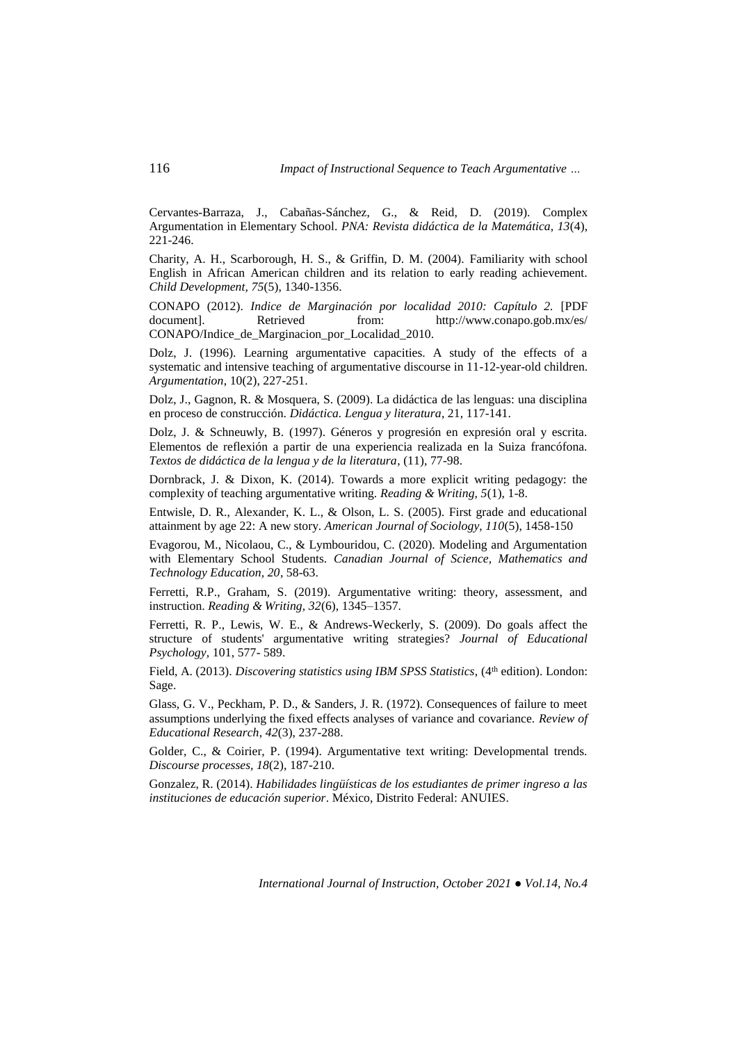Cervantes-Barraza, J., Cabañas-Sánchez, G., & Reid, D. (2019). Complex Argumentation in Elementary School. *PNA: Revista didáctica de la Matemática, 13*(4), 221-246.

Charity, A. H., Scarborough, H. S., & Griffin, D. M. (2004). Familiarity with school English in African American children and its relation to early reading achievement. *Child Development, 75*(5), 1340-1356.

CONAPO (2012). *Indice de Marginación por localidad 2010: Capítulo 2.* [PDF document]. Retrieved from: http://www.conapo.gob.mx/es/ CONAPO/Indice_de_Marginacion_por_Localidad_2010.

Dolz, J. (1996). Learning argumentative capacities. A study of the effects of a systematic and intensive teaching of argumentative discourse in 11-12-year-old children. *Argumentation*, 10(2), 227-251.

Dolz, J., Gagnon, R. & Mosquera, S. (2009). La didáctica de las lenguas: una disciplina en proceso de construcción. *Didáctica. Lengua y literatura*, 21, 117-141.

Dolz, J. & Schneuwly, B. (1997). Géneros y progresión en expresión oral y escrita. Elementos de reflexión a partir de una experiencia realizada en la Suiza francófona. *Textos de didáctica de la lengua y de la literatura*, (11), 77-98.

Dornbrack, J. & Dixon, K. (2014). Towards a more explicit writing pedagogy: the complexity of teaching argumentative writing. *Reading & Writing, 5*(1), 1-8.

Entwisle, D. R., Alexander, K. L., & Olson, L. S. (2005). First grade and educational attainment by age 22: A new story. *American Journal of Sociology, 110*(5), 1458-150

Evagorou, M., Nicolaou, C., & Lymbouridou, C. (2020). Modeling and Argumentation with Elementary School Students. *Canadian Journal of Science, Mathematics and Technology Education, 20*, 58-63.

Ferretti, R.P., Graham, S. (2019). Argumentative writing: theory, assessment, and instruction. *Reading & Writing, 32*(6), 1345–1357.

Ferretti, R. P., Lewis, W. E., & Andrews-Weckerly, S. (2009). Do goals affect the structure of students' argumentative writing strategies? *Journal of Educational Psychology*, 101, 577- 589.

Field, A. (2013). *Discovering statistics using IBM SPSS Statistics*, (4th edition). London: Sage.

Glass, G. V., Peckham, P. D., & Sanders, J. R. (1972). Consequences of failure to meet assumptions underlying the fixed effects analyses of variance and covariance. *Review of Educational Research*, *42*(3), 237-288.

Golder, C., & Coirier, P. (1994). Argumentative text writing: Developmental trends. *Discourse processes*, *18*(2), 187-210.

Gonzalez, R. (2014). *Habilidades lingüísticas de los estudiantes de primer ingreso a las instituciones de educación superior*. México, Distrito Federal: ANUIES.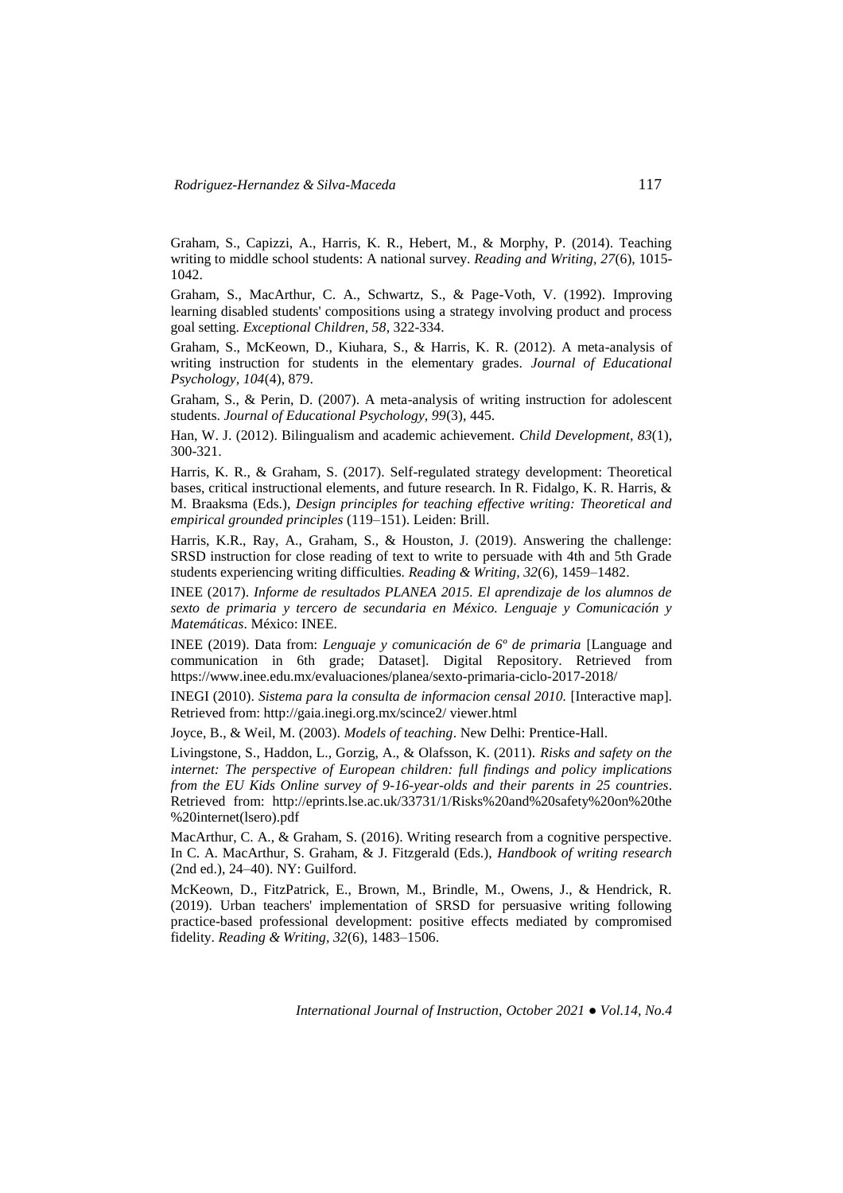Graham, S., Capizzi, A., Harris, K. R., Hebert, M., & Morphy, P. (2014). Teaching writing to middle school students: A national survey. *Reading and Writing, 27*(6), 1015-1042.

Graham, S., MacArthur, C. A., Schwartz, S., & Page-Voth, V. (1992). Improving learning disabled students' compositions using a strategy involving product and process goal setting. *Exceptional Children, 58*, 322-334.

Graham, S., McKeown, D., Kiuhara, S., & Harris, K. R. (2012). A meta-analysis of writing instruction for students in the elementary grades. *Journal of Educational Psychology, 104*(4), 879.

Graham, S., & Perin, D. (2007). A meta-analysis of writing instruction for adolescent students. *Journal of Educational Psychology, 99*(3), 445.

Han, W. J. (2012). Bilingualism and academic achievement. *Child Development, 83*(1), 300-321.

Harris, K. R., & Graham, S. (2017). Self-regulated strategy development: Theoretical bases, critical instructional elements, and future research. In R. Fidalgo, K. R. Harris, & M. Braaksma (Eds.), *Design principles for teaching effective writing: Theoretical and empirical grounded principles* (119–151). Leiden: Brill.

Harris, K.R., Ray, A., Graham, S., & Houston, J. (2019). Answering the challenge: SRSD instruction for close reading of text to write to persuade with 4th and 5th Grade students experiencing writing difficulties. *Reading & Writing, 32*(6), 1459–1482.

INEE (2017). *Informe de resultados PLANEA 2015. El aprendizaje de los alumnos de sexto de primaria y tercero de secundaria en México. Lenguaje y Comunicación y Matemáticas*. México: INEE.

INEE (2019). Data from: *Lenguaje y comunicación de 6º de primaria* [Language and communication in 6th grade; Dataset]. Digital Repository. Retrieved from https://www.inee.edu.mx/evaluaciones/planea/sexto-primaria-ciclo-2017-2018/

INEGI (2010). *Sistema para la consulta de informacion censal 2010.* [Interactive map]. Retrieved from: http://gaia.inegi.org.mx/scince2/ viewer.html

Joyce, B., & Weil, M. (2003). *Models of teaching*. New Delhi: Prentice-Hall.

Livingstone, S., Haddon, L., Gorzig, A., & Olafsson, K. (2011). *Risks and safety on the internet: The perspective of European children: full findings and policy implications from the EU Kids Online survey of 9-16-year-olds and their parents in 25 countries*. Retrieved from: http://eprints.lse.ac.uk/33731/1/Risks%20and%20safety%20on%20the%20internet(lsero).pdf

MacArthur, C. A., & Graham, S. (2016). Writing research from a cognitive perspective. In C. A. MacArthur, S. Graham, & J. Fitzgerald (Eds.), *Handbook of writing research* (2nd ed.), 24–40). NY: Guilford.

McKeown, D., FitzPatrick, E., Brown, M., Brindle, M., Owens, J., & Hendrick, R. (2019). Urban teachers' implementation of SRSD for persuasive writing following practice-based professional development: positive effects mediated by compromised fidelity. *Reading & Writing, 32*(6), 1483–1506.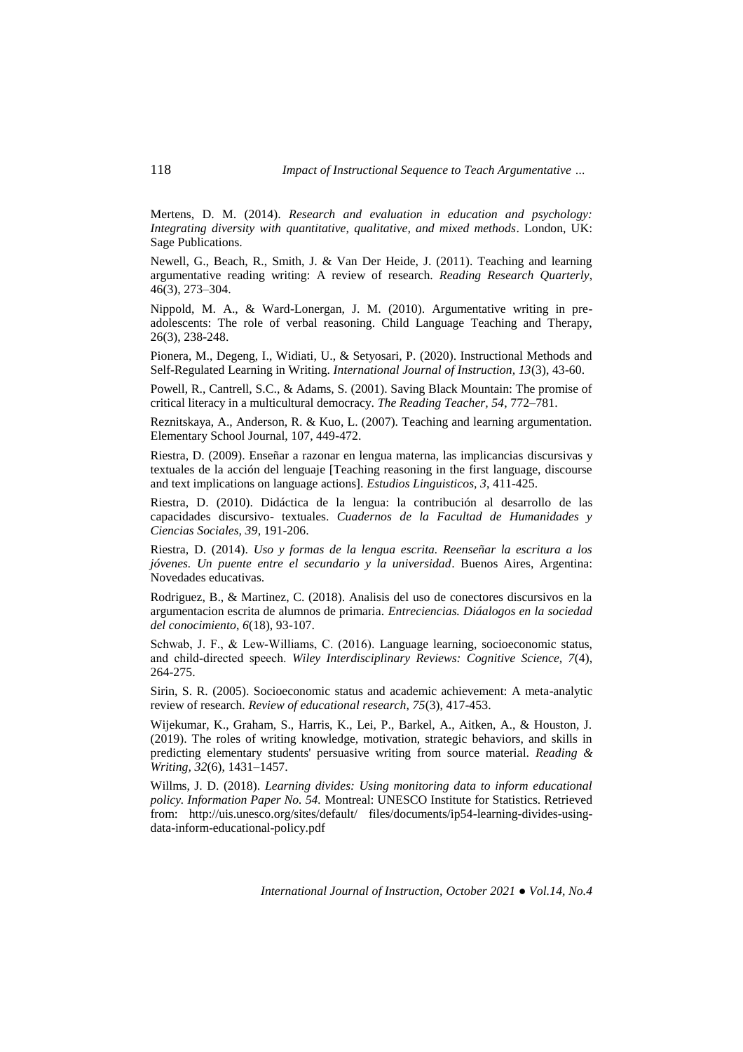Mertens, D. M. (2014). *Research and evaluation in education and psychology: Integrating diversity with quantitative, qualitative, and mixed methods*. London, UK: Sage Publications.

Newell, G., Beach, R., Smith, J. & Van Der Heide, J. (2011). Teaching and learning argumentative reading writing: A review of research. *Reading Research Quarterly*, 46(3), 273–304.

Nippold, M. A., & Ward-Lonergan, J. M. (2010). Argumentative writing in pre-adolescents: The role of verbal reasoning. Child Language Teaching and Therapy, 26(3), 238-248.

Pionera, M., Degeng, I., Widiati, U., & Setyosari, P. (2020). Instructional Methods and Self-Regulated Learning in Writing. *International Journal of Instruction, 13*(3), 43-60.

Powell, R., Cantrell, S.C., & Adams, S. (2001). Saving Black Mountain: The promise of critical literacy in a multicultural democracy. *The Reading Teacher, 54*, 772–781.

Reznitskaya, A., Anderson, R. & Kuo, L. (2007). Teaching and learning argumentation. Elementary School Journal, 107, 449-472.

Riestra, D. (2009). Enseñar a razonar en lengua materna, las implicancias discursivas y textuales de la acción del lenguaje [Teaching reasoning in the first language, discourse and text implications on language actions]. *Estudios Linguisticos, 3*, 411-425.

Riestra, D. (2010). Didáctica de la lengua: la contribución al desarrollo de las capacidades discursivo- textuales. *Cuadernos de la Facultad de Humanidades y Ciencias Sociales, 39*, 191-206.

Riestra, D. (2014). *Uso y formas de la lengua escrita. Reenseñar la escritura a los jóvenes. Un puente entre el secundario y la universidad*. Buenos Aires, Argentina: Novedades educativas.

Rodriguez, B., & Martinez, C. (2018). Analisis del uso de conectores discursivos en la argumentacion escrita de alumnos de primaria. *Entreciencias. Diáalogos en la sociedad del conocimiento, 6*(18), 93-107.

Schwab, J. F., & Lew-Williams, C. (2016). Language learning, socioeconomic status, and child-directed speech. *Wiley Interdisciplinary Reviews: Cognitive Science, 7*(4), 264-275.

Sirin, S. R. (2005). Socioeconomic status and academic achievement: A meta-analytic review of research. *Review of educational research, 75*(3), 417-453.

Wijekumar, K., Graham, S., Harris, K., Lei, P., Barkel, A., Aitken, A., & Houston, J. (2019). The roles of writing knowledge, motivation, strategic behaviors, and skills in predicting elementary students' persuasive writing from source material. *Reading & Writing, 32*(6), 1431–1457.

Willms, J. D. (2018). *Learning divides: Using monitoring data to inform educational policy. Information Paper No. 54.* Montreal: UNESCO Institute for Statistics. Retrieved from: http://uis.unesco.org/sites/default/ files/documents/ip54-learning-divides-using-data-inform-educational-policy.pdf